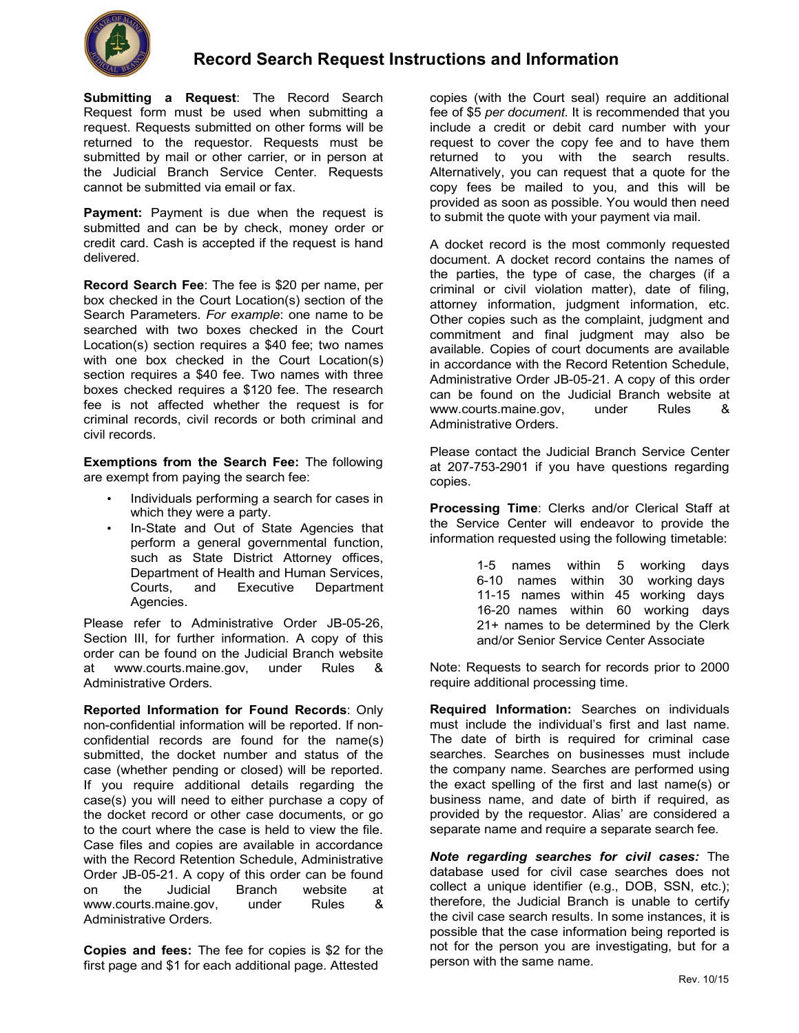# Record Search Request Instructions and Information

**Submitting a Request**: The Record Search Request form must be used when submitting a request. Requests submitted on other forms will be returned to the requestor. Requests must be submitted by mail or other carrier, or in person at the Judicial Branch Service Center. Requests cannot be submitted via email or fax.

**Payment:** Payment is due when the request is submitted and can be by check, money order or credit card. Cash is accepted if the request is hand delivered.

**Record Search Fee**: The fee is $20 per name, per box checked in the Court Location(s) section of the Search Parameters. *For example*: one name to be searched with two boxes checked in the Court Location(s) section requires a $40 fee; two names with one box checked in the Court Location(s) section requires a $40 fee. Two names with three boxes checked requires a $120 fee. The research fee is not affected whether the request is for criminal records, civil records or both criminal and civil records.

**Exemptions from the Search Fee:** The following are exempt from paying the search fee:

- Individuals performing a search for cases in which they were a party.
- In-State and Out of State Agencies that perform a general governmental function, such as State District Attorney offices, Department of Health and Human Services, Courts, and Executive Department Agencies.

Please refer to Administrative Order JB-05-26, Section III, for further information. A copy of this order can be found on the Judicial Branch website at www.courts.maine.gov, under Rules & Administrative Orders.

**Reported Information for Found Records**: Only non-confidential information will be reported. If non-confidential records are found for the name(s) submitted, the docket number and status of the case (whether pending or closed) will be reported. If you require additional details regarding the case(s) you will need to either purchase a copy of the docket record or other case documents, or go to the court where the case is held to view the file. Case files and copies are available in accordance with the Record Retention Schedule, Administrative Order JB-05-21. A copy of this order can be found on the Judicial Branch website at www.courts.maine.gov, under Rules & Administrative Orders.

**Copies and fees:** The fee for copies is $2 for the first page and $1 for each additional page. Attested copies (with the Court seal) require an additional fee of $5 *per document*. It is recommended that you include a credit or debit card number with your request to cover the copy fee and to have them returned to you with the search results. Alternatively, you can request that a quote for the copy fees be mailed to you, and this will be provided as soon as possible. You would then need to submit the quote with your payment via mail.

A docket record is the most commonly requested document. A docket record contains the names of the parties, the type of case, the charges (if a criminal or civil violation matter), date of filing, attorney information, judgment information, etc. Other copies such as the complaint, judgment and commitment and final judgment may also be available. Copies of court documents are available in accordance with the Record Retention Schedule, Administrative Order JB-05-21. A copy of this order can be found on the Judicial Branch website at www.courts.maine.gov, under Rules & Administrative Orders.

Please contact the Judicial Branch Service Center at 207-753-2901 if you have questions regarding copies.

**Processing Time**: Clerks and/or Clerical Staff at the Service Center will endeavor to provide the information requested using the following timetable:

- 1-5 names within 5 working days
- 6-10 names within 30 working days
- 11-15 names within 45 working days
- 16-20 names within 60 working days
- 21+ names to be determined by the Clerk and/or Senior Service Center Associate

Note: Requests to search for records prior to 2000 require additional processing time.

**Required Information:** Searches on individuals must include the individual's first and last name. The date of birth is required for criminal case searches. Searches on businesses must include the company name. Searches are performed using the exact spelling of the first and last name(s) or business name, and date of birth if required, as provided by the requestor. Alias' are considered a separate name and require a separate search fee.

***Note regarding searches for civil cases:*** The database used for civil case searches does not collect a unique identifier (e.g., DOB, SSN, etc.); therefore, the Judicial Branch is unable to certify the civil case search results. In some instances, it is possible that the case information being reported is not for the person you are investigating, but for a person with the same name.

Rev. 10/15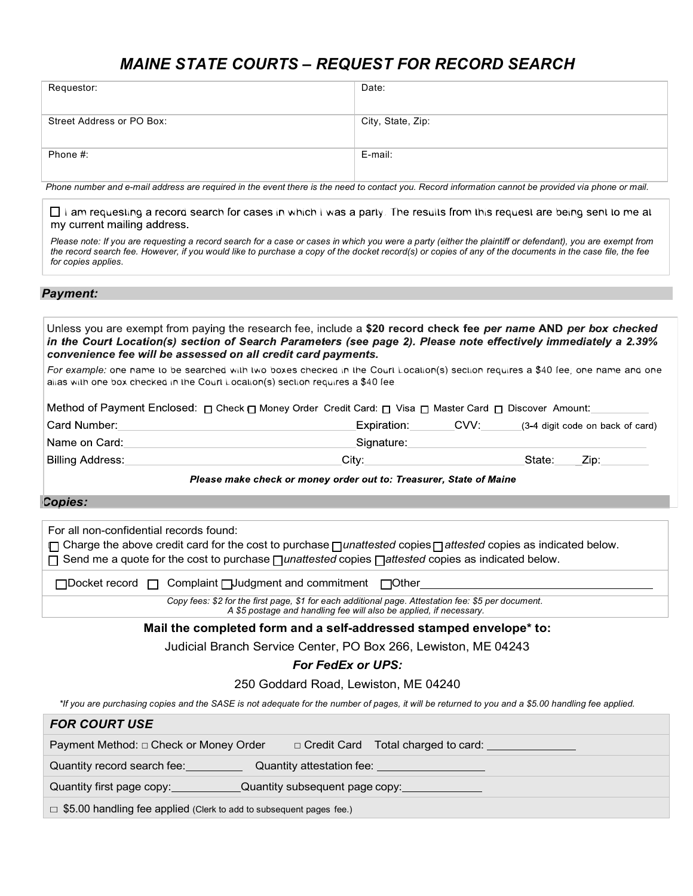# MAINE STATE COURTS – REQUEST FOR RECORD SEARCH

| Requestor: | Date: |
|---|---|
| Street Address or PO Box: | City, State, Zip: |
| Phone #: | E-mail: |

*Phone number and e-mail address are required in the event there is the need to contact you. Record information cannot be provided via phone or mail.*

☐ I am requesting a record search for cases in which I was a party. The results from this request are being sent to me at my current mailing address.

*Please note: If you are requesting a record search for a case or cases in which you were a party (either the plaintiff or defendant), you are exempt from the record search fee. However, if you would like to purchase a copy of the docket record(s) or copies of any of the documents in the case file, the fee for copies applies.*

## *Payment:*

Unless you are exempt from paying the research fee, include a **$20 record check fee** ***per name*** **AND** ***per box checked in the Court Location(s) section of Search Parameters (see page 2). Please note effectively immediately a 2.39% convenience fee will be assessed on all credit card payments.***

*For example:* one name to be searched with two boxes checked in the Court Location(s) section requires a $40 fee, one name and one alias with one box checked in the Court Location(s) section requires a $40 fee

Method of Payment Enclosed: ☐ Check ☐ Money Order Credit Card: ☐ Visa ☐ Master Card ☐ Discover Amount:__________

Card Number:______________________________ Expiration:________ CVV:________ (3-4 digit code on back of card)

Name on Card:______________________________ Signature:______________________________

Billing Address:______________________________ City:______________________________ State:_____ Zip:_________

***Please make check or money order out to: Treasurer, State of Maine***

## *Copies:*

For all non-confidential records found:

☐ Charge the above credit card for the cost to purchase ☐ *unattested* copies ☐ *attested* copies as indicated below.

☐ Send me a quote for the cost to purchase ☐ *unattested* copies ☐ *attested* copies as indicated below.

☐ Docket record ☐ Complaint ☐ Judgment and commitment ☐ Other______________________________

*Copy fees: $2 for the first page, $1 for each additional page. Attestation fee: $5 per document.*
*A $5 postage and handling fee will also be applied, if necessary.*

**Mail the completed form and a self-addressed stamped envelope* to:**

Judicial Branch Service Center, PO Box 266, Lewiston, ME 04243

***For FedEx or UPS:***

250 Goddard Road, Lewiston, ME 04240

**If you are purchasing copies and the SASE is not adequate for the number of pages, it will be returned to you and a $5.00 handling fee applied.*

| *FOR COURT USE* |
|---|
| Payment Method: □ Check or Money Order □ Credit Card Total charged to card: ______________ |
| Quantity record search fee:__________ Quantity attestation fee: __________________ |
| Quantity first page copy:____________ Quantity subsequent page copy:_____________ |
| □ $5.00 handling fee applied (Clerk to add to subsequent pages fee.) |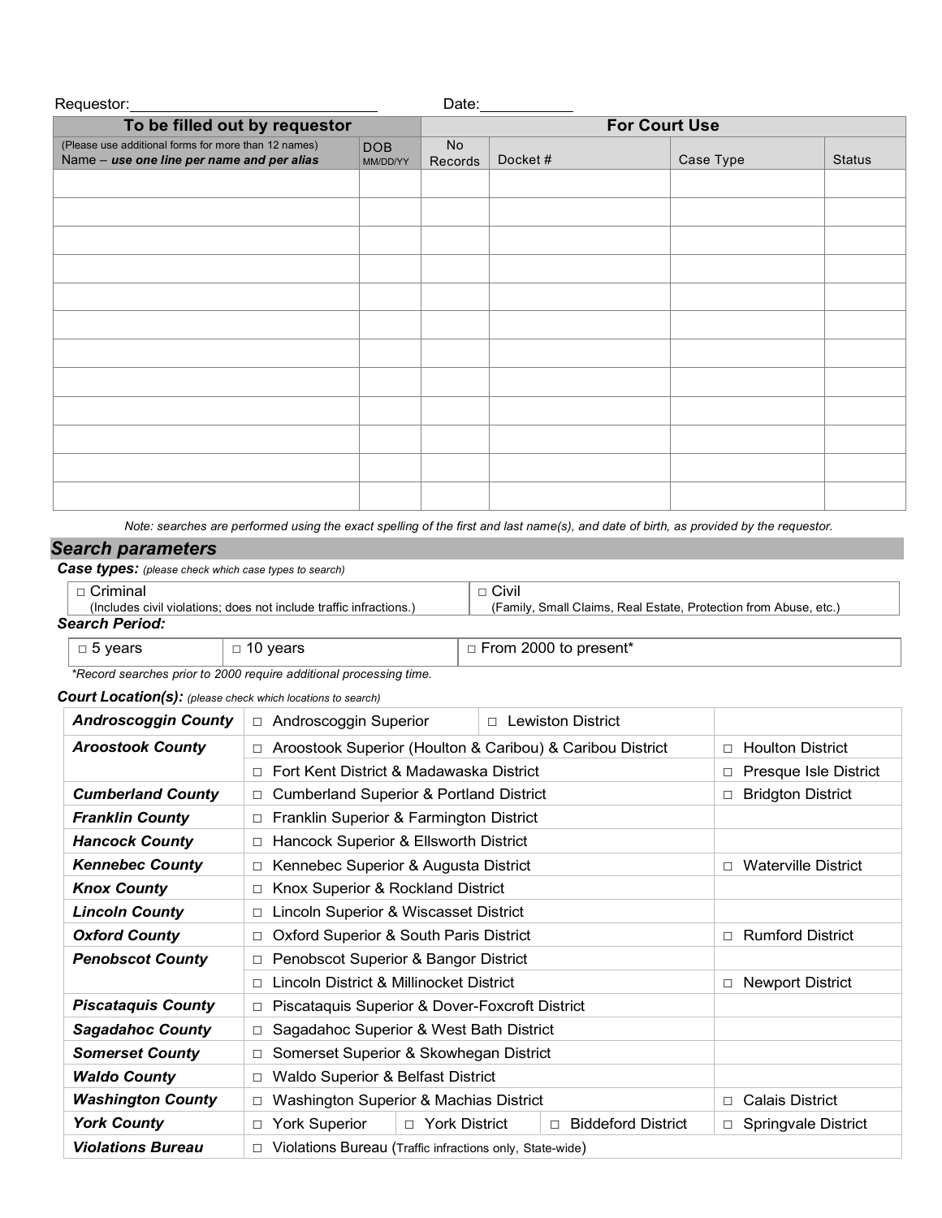Requestor:_____________________________ Date:___________

| To be filled out by requestor | | For Court Use | | | |
|---|---|---|---|---|---|
| (Please use additional forms for more than 12 names) Name – ***use one line per name and per alias*** | DOB MM/DD/YY | No Records | Docket # | Case Type | Status |
| | | | | | |
| | | | | | |
| | | | | | |
| | | | | | |
| | | | | | |
| | | | | | |
| | | | | | |
| | | | | | |
| | | | | | |
| | | | | | |
| | | | | | |
| | | | | | |

*Note: searches are performed using the exact spelling of the first and last name(s), and date of birth, as provided by the requestor.*

## Search parameters

***Case types:*** *(please check which case types to search)*

| | |
|---|---|
| □ Criminal (Includes civil violations; does not include traffic infractions.) | □ Civil (Family, Small Claims, Real Estate, Protection from Abuse, etc.) |

***Search Period:***

| | | |
|---|---|---|
| □ 5 years | □ 10 years | □ From 2000 to present* |

*\*Record searches prior to 2000 require additional processing time.*

***Court Location(s):*** *(please check which locations to search)*

| | | | | |
|---|---|---|---|---|
| ***Androscoggin County*** | □ Androscoggin Superior | | □ Lewiston District | |
| ***Aroostook County*** | □ Aroostook Superior (Houlton & Caribou) & Caribou District | | | □ Houlton District |
| | □ Fort Kent District & Madawaska District | | | □ Presque Isle District |
| ***Cumberland County*** | □ Cumberland Superior & Portland District | | | □ Bridgton District |
| ***Franklin County*** | □ Franklin Superior & Farmington District | | | |
| ***Hancock County*** | □ Hancock Superior & Ellsworth District | | | |
| ***Kennebec County*** | □ Kennebec Superior & Augusta District | | | □ Waterville District |
| ***Knox County*** | □ Knox Superior & Rockland District | | | |
| ***Lincoln County*** | □ Lincoln Superior & Wiscasset District | | | |
| ***Oxford County*** | □ Oxford Superior & South Paris District | | | □ Rumford District |
| ***Penobscot County*** | □ Penobscot Superior & Bangor District | | | |
| | □ Lincoln District & Millinocket District | | | □ Newport District |
| ***Piscataquis County*** | □ Piscataquis Superior & Dover-Foxcroft District | | | |
| ***Sagadahoc County*** | □ Sagadahoc Superior & West Bath District | | | |
| ***Somerset County*** | □ Somerset Superior & Skowhegan District | | | |
| ***Waldo County*** | □ Waldo Superior & Belfast District | | | |
| ***Washington County*** | □ Washington Superior & Machias District | | | □ Calais District |
| ***York County*** | □ York Superior | □ York District | □ Biddeford District | □ Springvale District |
| ***Violations Bureau*** | □ Violations Bureau (Traffic infractions only, State-wide) | | | |